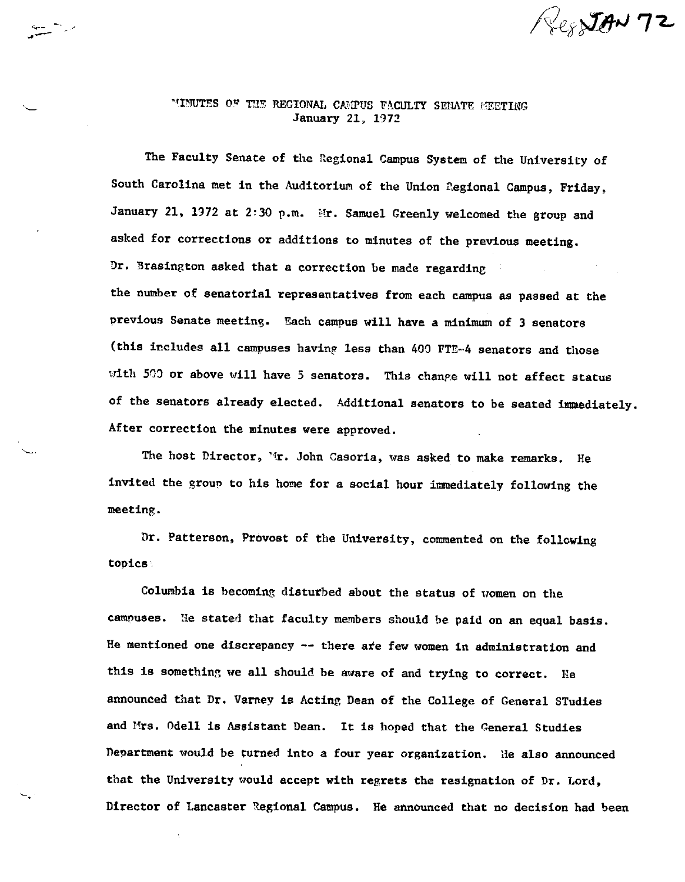# MINUTES OF THE REGIONAL CAMPUS FACULTY SENATE MEETING
January 21, 1972

The Faculty Senate of the Regional Campus System of the University of South Carolina met in the Auditorium of the Union Regional Campus, Friday, January 21, 1972 at 2:30 p.m. Mr. Samuel Greenly welcomed the group and asked for corrections or additions to minutes of the previous meeting. Dr. Brasington asked that a correction be made regarding the number of senatorial representatives from each campus as passed at the previous Senate meeting. Each campus will have a minimum of 3 senators (this includes all campuses having less than 400 FTE--4 senators and those with 500 or above will have 5 senators. This change will not affect status of the senators already elected. Additional senators to be seated immediately. After correction the minutes were approved.

The host Director, Mr. John Casoria, was asked to make remarks. He invited the group to his home for a social hour immediately following the meeting.

Dr. Patterson, Provost of the University, commented on the following topics:

Columbia is becoming disturbed about the status of women on the campuses. He stated that faculty members should be paid on an equal basis. He mentioned one discrepancy -- there are few women in administration and this is something we all should be aware of and trying to correct. He announced that Dr. Varney is Acting Dean of the College of General STudies and Mrs. Odell is Assistant Dean. It is hoped that the General Studies Department would be turned into a four year organization. He also announced that the University would accept with regrets the resignation of Dr. Lord, Director of Lancaster Regional Campus. He announced that no decision had been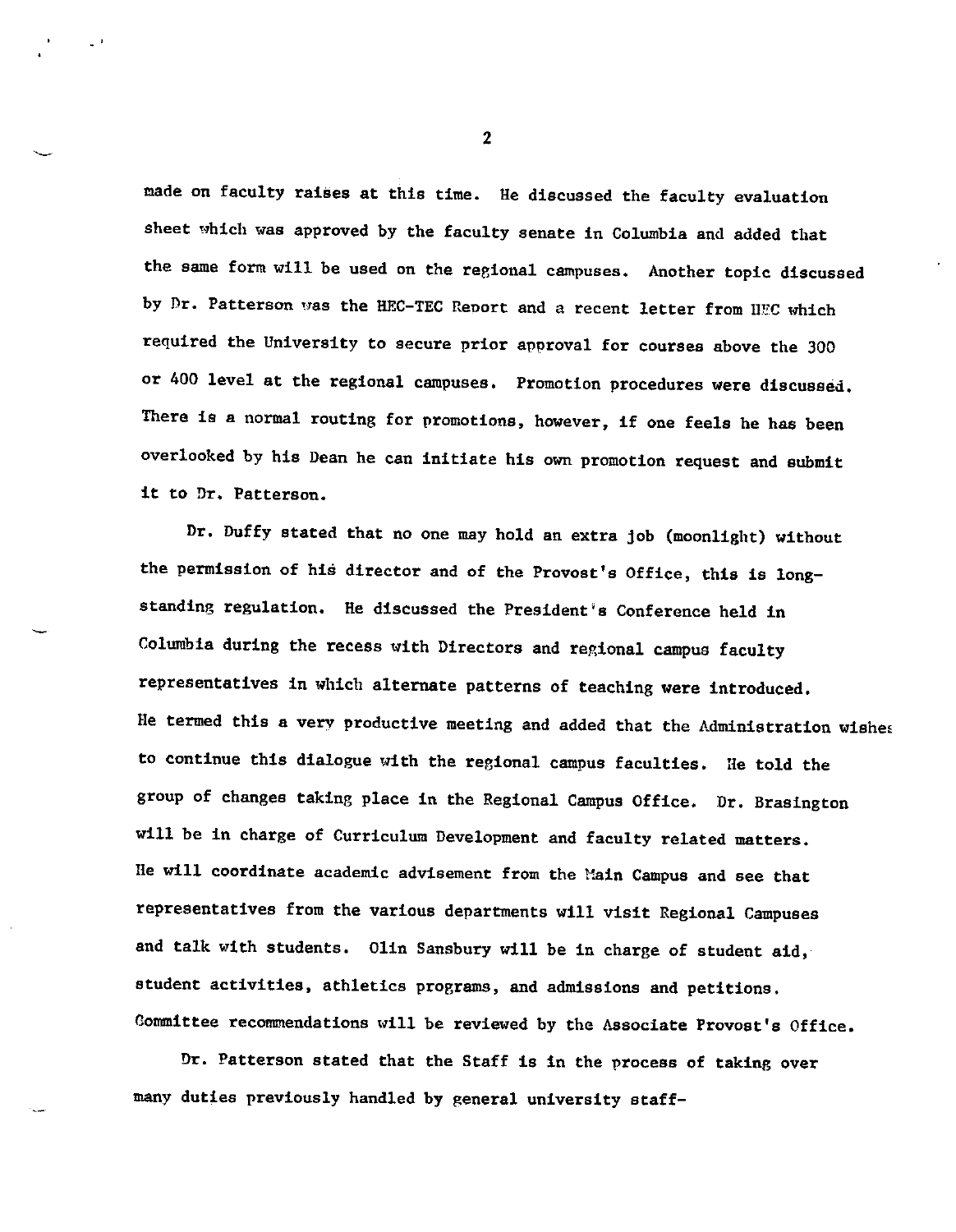made on faculty raises at this time. He discussed the faculty evaluation sheet which was approved by the faculty senate in Columbia and added that the same form will be used on the regional campuses. Another topic discussed by Dr. Patterson was the HEC-TEC Report and a recent letter from HEC which required the University to secure prior approval for courses above the 300 or 400 level at the regional campuses. Promotion procedures were discussed. There is a normal routing for promotions, however, if one feels he has been overlooked by his Dean he can initiate his own promotion request and submit it to Dr. Patterson.

Dr. Duffy stated that no one may hold an extra job (moonlight) without the permission of his director and of the Provost's Office, this is long-standing regulation. He discussed the President's Conference held in Columbia during the recess with Directors and regional campus faculty representatives in which alternate patterns of teaching were introduced. He termed this a very productive meeting and added that the Administration wishes to continue this dialogue with the regional campus faculties. He told the group of changes taking place in the Regional Campus Office. Dr. Brasington will be in charge of Curriculum Development and faculty related matters. He will coordinate academic advisement from the Main Campus and see that representatives from the various departments will visit Regional Campuses and talk with students. Olin Sansbury will be in charge of student aid, student activities, athletics programs, and admissions and petitions. Committee recommendations will be reviewed by the Associate Provost's Office.

Dr. Patterson stated that the Staff is in the process of taking over many duties previously handled by general university staff-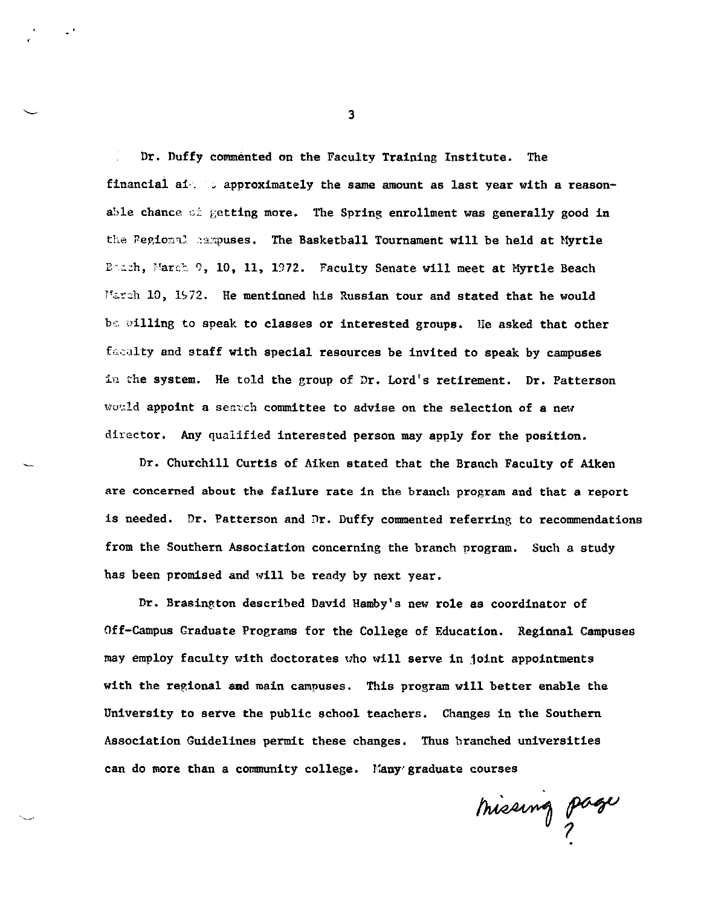Dr. Duffy commented on the Faculty Training Institute. The financial aid is approximately the same amount as last year with a reasonable chance of getting more. The Spring enrollment was generally good in the Regional campuses. The Basketball Tournament will be held at Myrtle Beach, March 9, 10, 11, 1972. Faculty Senate will meet at Myrtle Beach March 10, 1972. He mentioned his Russian tour and stated that he would be willing to speak to classes or interested groups. He asked that other faculty and staff with special resources be invited to speak by campuses in the system. He told the group of Dr. Lord's retirement. Dr. Patterson would appoint a search committee to advise on the selection of a new director. Any qualified interested person may apply for the position.

Dr. Churchill Curtis of Aiken stated that the Branch Faculty of Aiken are concerned about the failure rate in the branch program and that a report is needed. Dr. Patterson and Dr. Duffy commented referring to recommendations from the Southern Association concerning the branch program. Such a study has been promised and will be ready by next year.

Dr. Brasington described David Hamby's new role as coordinator of Off-Campus Graduate Programs for the College of Education. Regional Campuses may employ faculty with doctorates who will serve in joint appointments with the regional and main campuses. This program will better enable the University to serve the public school teachers. Changes in the Southern Association Guidelines permit these changes. Thus branched universities can do more than a community college. Many graduate courses

*missing page ?*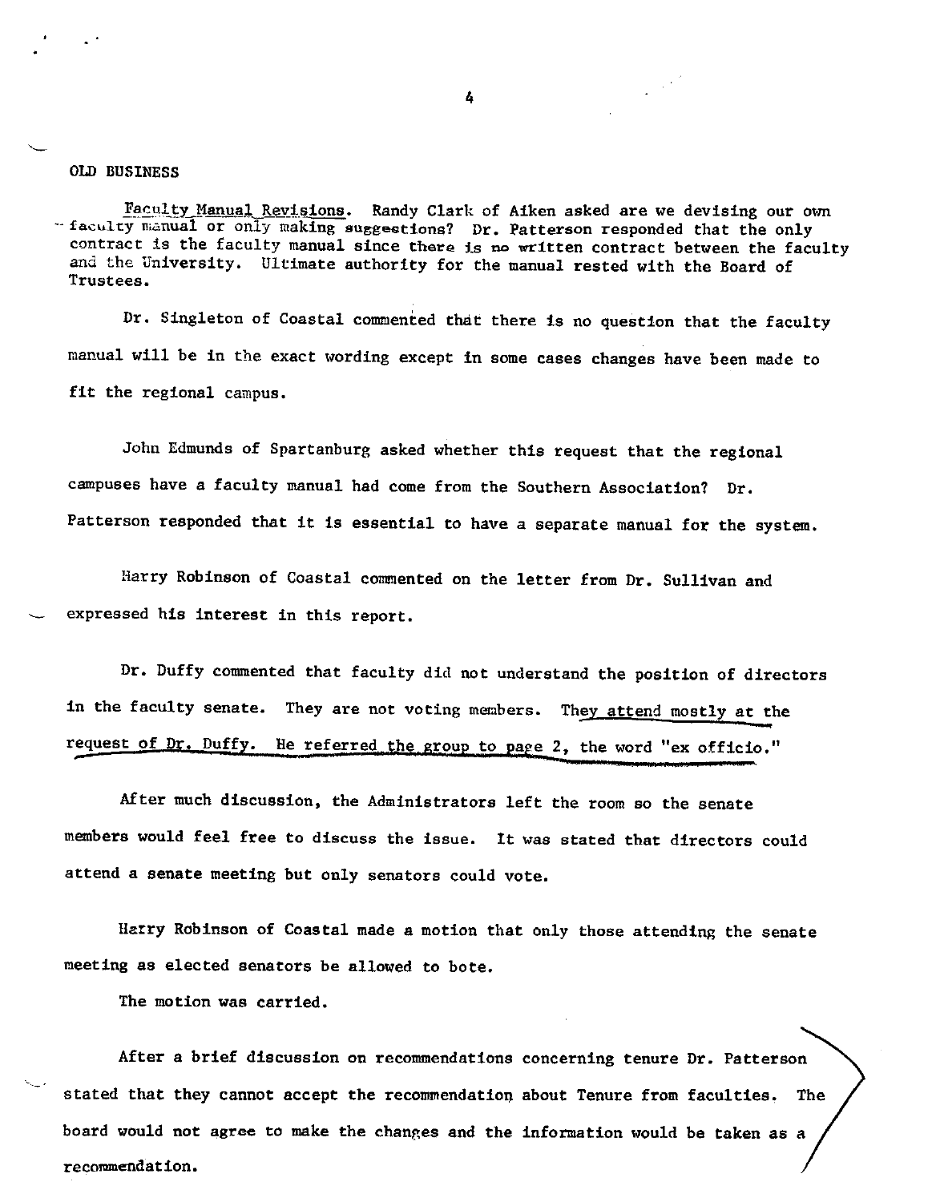OLD BUSINESS

Faculty Manual Revisions. Randy Clark of Aiken asked are we devising our own faculty manual or only making suggestions? Dr. Patterson responded that the only contract is the faculty manual since there is no written contract between the faculty and the University. Ultimate authority for the manual rested with the Board of Trustees.

Dr. Singleton of Coastal commented that there is no question that the faculty manual will be in the exact wording except in some cases changes have been made to fit the regional campus.

John Edmunds of Spartanburg asked whether this request that the regional campuses have a faculty manual had come from the Southern Association? Dr. Patterson responded that it is essential to have a separate manual for the system.

Harry Robinson of Coastal commented on the letter from Dr. Sullivan and expressed his interest in this report.

Dr. Duffy commented that faculty did not understand the position of directors in the faculty senate. They are not voting members. They attend mostly at the request of Dr. Duffy. He referred the group to page 2, the word "ex officio."

After much discussion, the Administrators left the room so the senate members would feel free to discuss the issue. It was stated that directors could attend a senate meeting but only senators could vote.

Harry Robinson of Coastal made a motion that only those attending the senate meeting as elected senators be allowed to bote.

The motion was carried.

After a brief discussion on recommendations concerning tenure Dr. Patterson stated that they cannot accept the recommendation about Tenure from faculties. The board would not agree to make the changes and the information would be taken as a recommendation.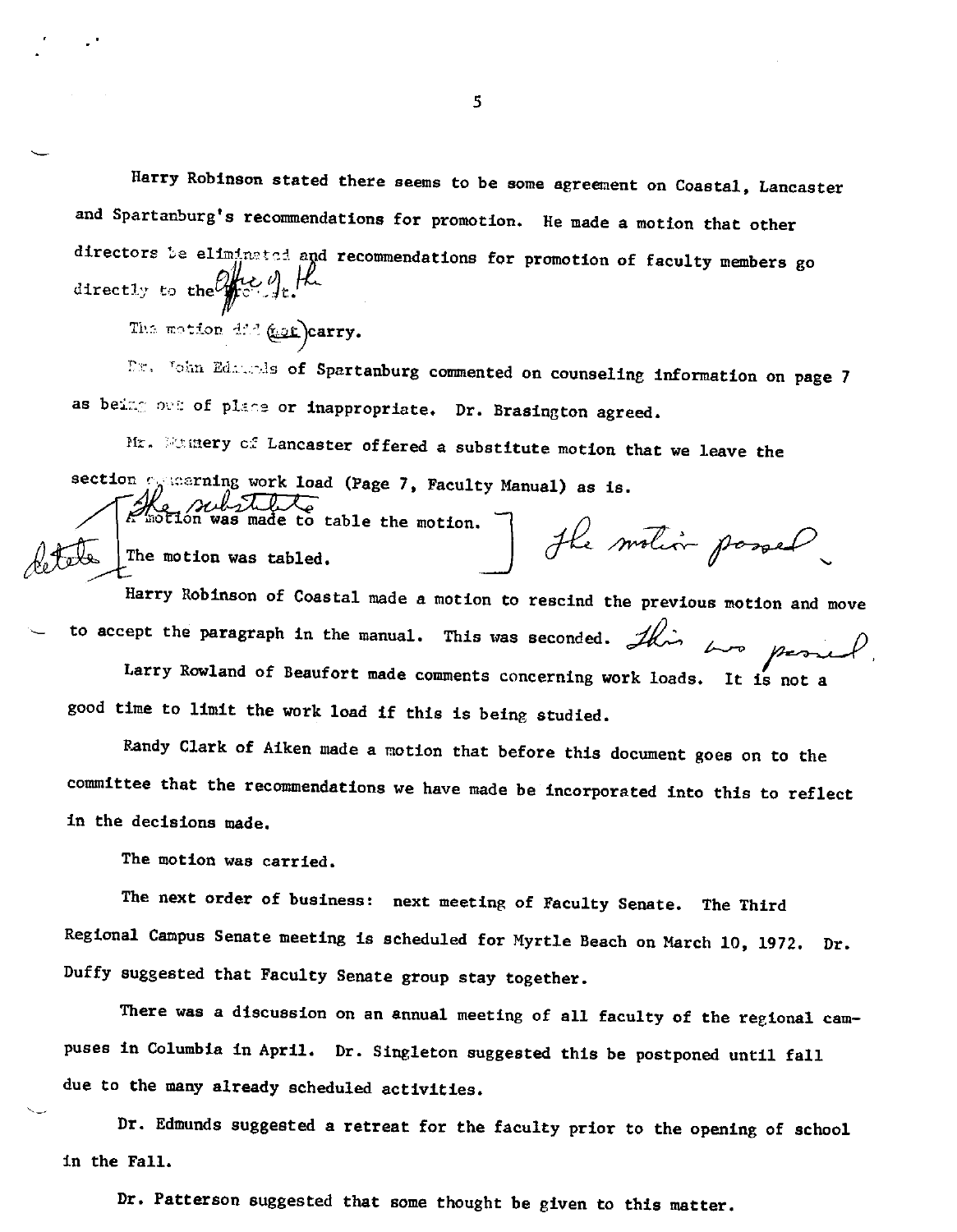Harry Robinson stated there seems to be some agreement on Coastal, Lancaster and Spartanburg's recommendations for promotion. He made a motion that other directors be eliminated and recommendations for promotion of faculty members go directly to the Office of the Provost.

The motion did (not) carry.

Dr. John Edmunds of Spartanburg commented on counseling information on page 7 as being out of place or inappropriate. Dr. Brasington agreed.

Mr. Mummery of Lancaster offered a substitute motion that we leave the section concerning work load (Page 7, Faculty Manual) as is.

The substitute motion was made to table the motion. The motion was tabled. The motion passed.

Harry Robinson of Coastal made a motion to rescind the previous motion and move to accept the paragraph in the manual. This was seconded. This was passed.

Larry Rowland of Beaufort made comments concerning work loads. It is not a good time to limit the work load if this is being studied.

Randy Clark of Aiken made a motion that before this document goes on to the committee that the recommendations we have made be incorporated into this to reflect in the decisions made.

The motion was carried.

The next order of business: next meeting of Faculty Senate. The Third Regional Campus Senate meeting is scheduled for Myrtle Beach on March 10, 1972. Dr. Duffy suggested that Faculty Senate group stay together.

There was a discussion on an annual meeting of all faculty of the regional campuses in Columbia in April. Dr. Singleton suggested this be postponed until fall due to the many already scheduled activities.

Dr. Edmunds suggested a retreat for the faculty prior to the opening of school in the Fall.

Dr. Patterson suggested that some thought be given to this matter.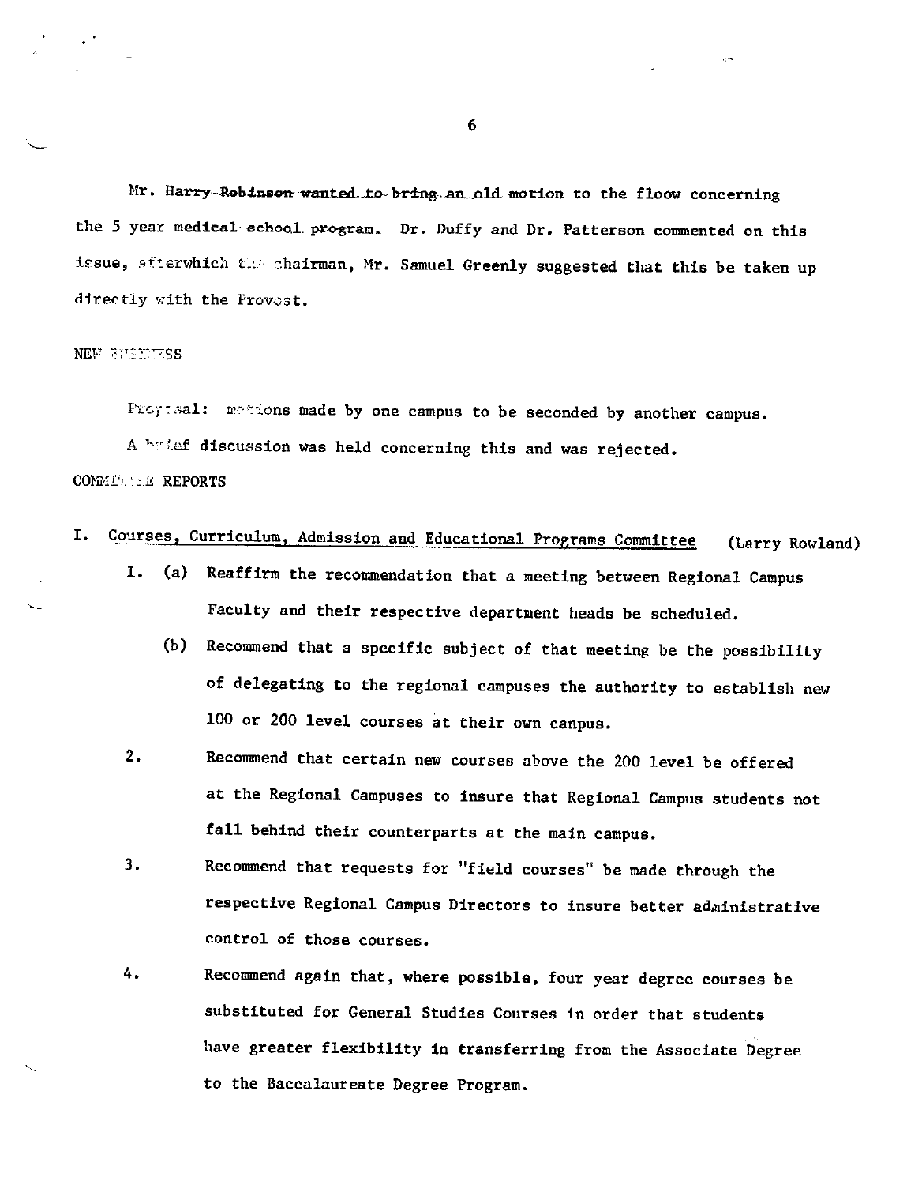Mr. Harry Robinson wanted to bring an old motion to the floow concerning the 5 year medical school program. Dr. Duffy and Dr. Patterson commented on this issue, afterwhich the chairman, Mr. Samuel Greenly suggested that this be taken up directly with the Provost.

NEW BUSINESS

Proposal: motions made by one campus to be seconded by another campus.

A brief discussion was held concerning this and was rejected.

COMMITTEE REPORTS

I. Courses, Curriculum, Admission and Educational Programs Committee (Larry Rowland)

1. (a) Reaffirm the recommendation that a meeting between Regional Campus Faculty and their respective department heads be scheduled.

   (b) Recommend that a specific subject of that meeting be the possibility of delegating to the regional campuses the authority to establish new 100 or 200 level courses at their own canpus.

2. Recommend that certain new courses above the 200 level be offered at the Regional Campuses to insure that Regional Campus students not fall behind their counterparts at the main campus.

3. Recommend that requests for "field courses" be made through the respective Regional Campus Directors to insure better administrative control of those courses.

4. Recommend again that, where possible, four year degree courses be substituted for General Studies Courses in order that students have greater flexibility in transferring from the Associate Degree to the Baccalaureate Degree Program.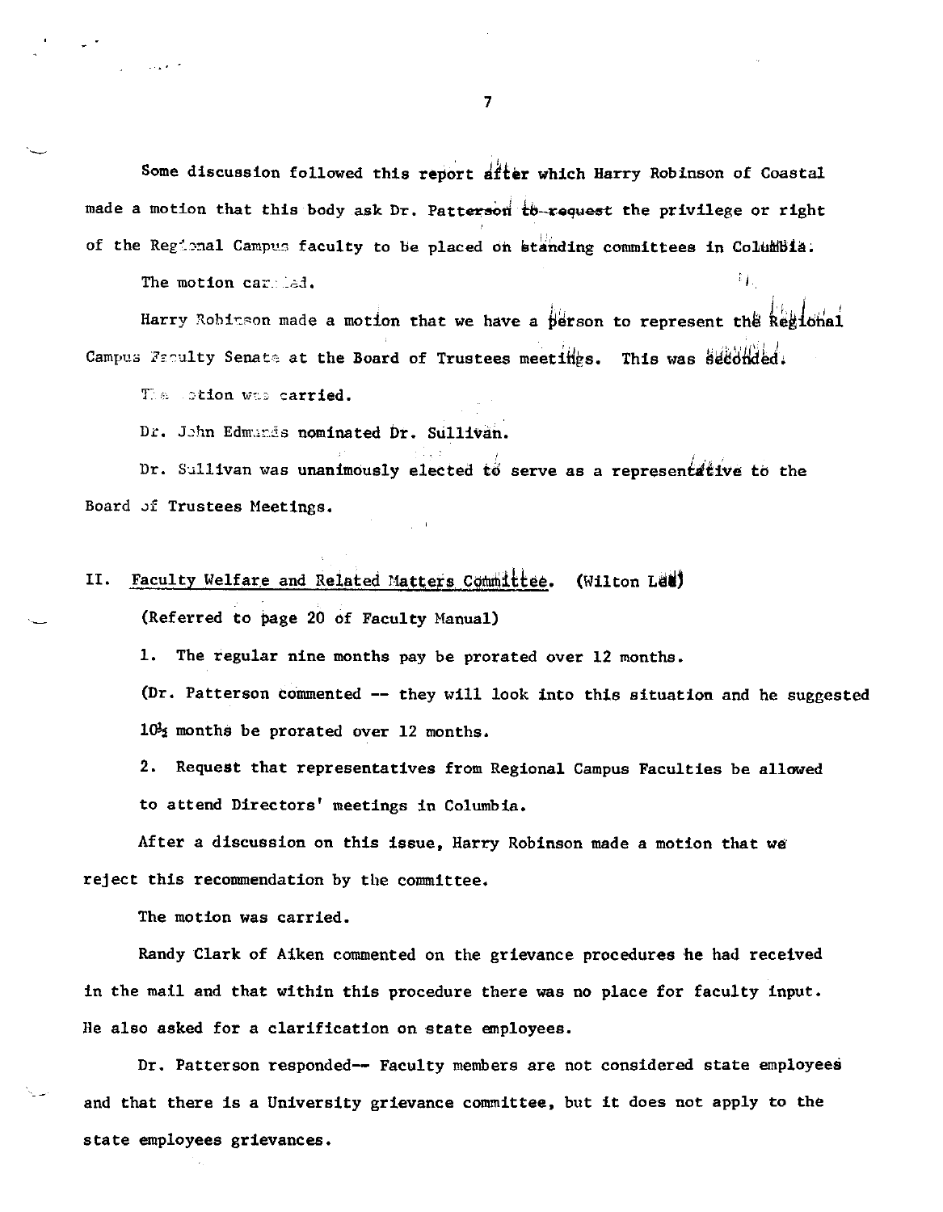Some discussion followed this report after which Harry Robinson of Coastal made a motion that this body ask Dr. Patterson ~~to request~~ the privilege or right of the Regional Campus faculty to be placed on standing committees in Columbia.

The motion carried.

Harry Robinson made a motion that we have a person to represent the Regional Campus Faculty Senate at the Board of Trustees meetings. This was seconded.

The motion was carried.

Dr. John Edmunds nominated Dr. Sullivan.

Dr. Sullivan was unanimously elected to serve as a representative to the Board of Trustees Meetings.

II. Faculty Welfare and Related Matters Committee. (Wilton Lee)

(Referred to page 20 of Faculty Manual)

1. The regular nine months pay be prorated over 12 months.

(Dr. Patterson commented -- they will look into this situation and he suggested 10½ months be prorated over 12 months.

2. Request that representatives from Regional Campus Faculties be allowed to attend Directors' meetings in Columbia.

After a discussion on this issue, Harry Robinson made a motion that we reject this recommendation by the committee.

The motion was carried.

Randy Clark of Aiken commented on the grievance procedures he had received in the mail and that within this procedure there was no place for faculty input. He also asked for a clarification on state employees.

Dr. Patterson responded-- Faculty members are not considered state employees and that there is a University grievance committee, but it does not apply to the state employees grievances.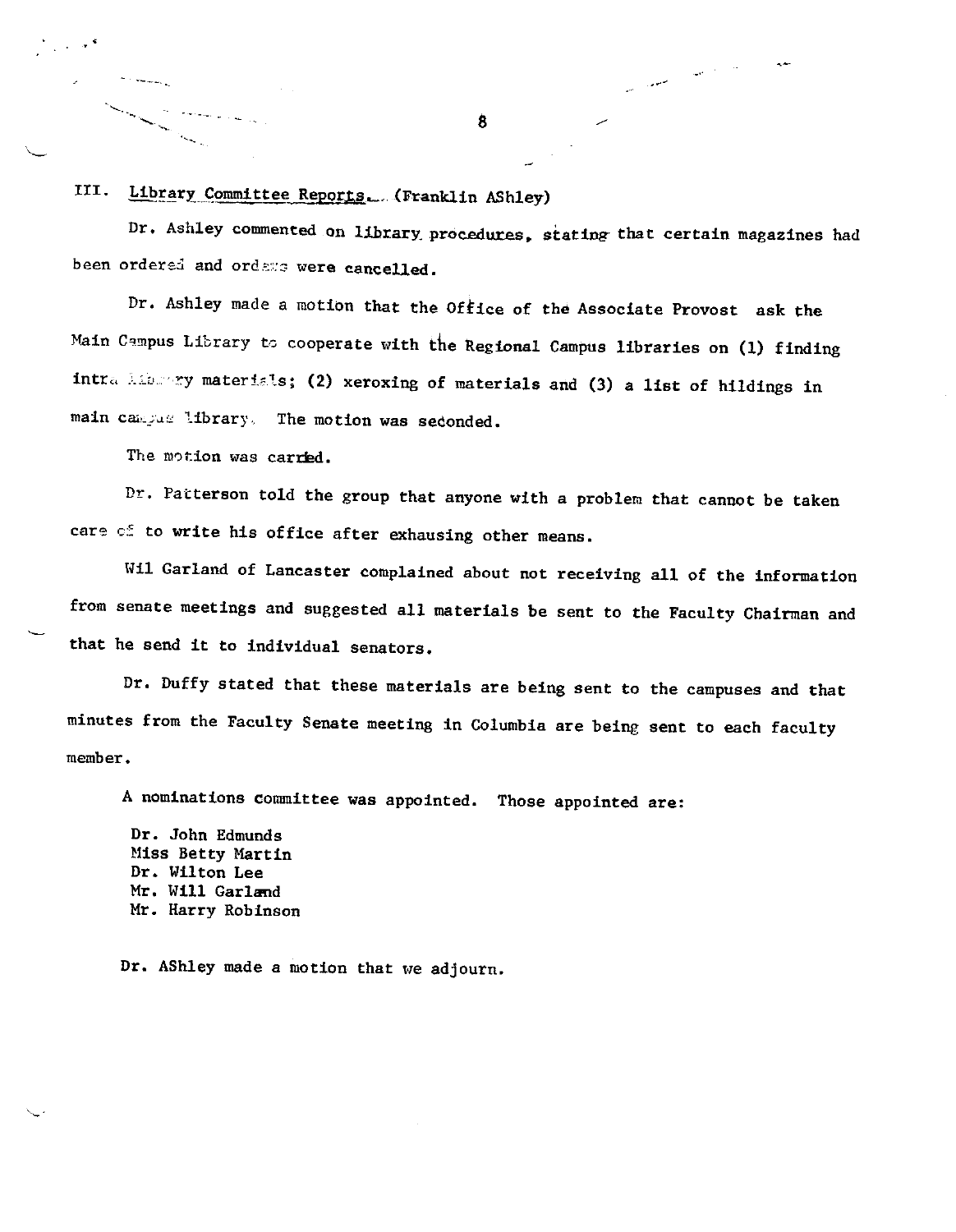III. Library Committee Reports. (Franklin AShley)

Dr. Ashley commented on library procedures, stating that certain magazines had been ordered and orders were cancelled.

Dr. Ashley made a motion that the Office of the Associate Provost ask the Main Campus Library to cooperate with the Regional Campus libraries on (1) finding intra library materials; (2) xeroxing of materials and (3) a list of hildings in main campus library. The motion was seconded.

The motion was carried.

Dr. Patterson told the group that anyone with a problem that cannot be taken care of to write his office after exhausing other means.

Wil Garland of Lancaster complained about not receiving all of the information from senate meetings and suggested all materials be sent to the Faculty Chairman and that he send it to individual senators.

Dr. Duffy stated that these materials are being sent to the campuses and that minutes from the Faculty Senate meeting in Columbia are being sent to each faculty member.

A nominations committee was appointed. Those appointed are:

Dr. John Edmunds
Miss Betty Martin
Dr. Wilton Lee
Mr. Will Garland
Mr. Harry Robinson

Dr. AShley made a motion that we adjourn.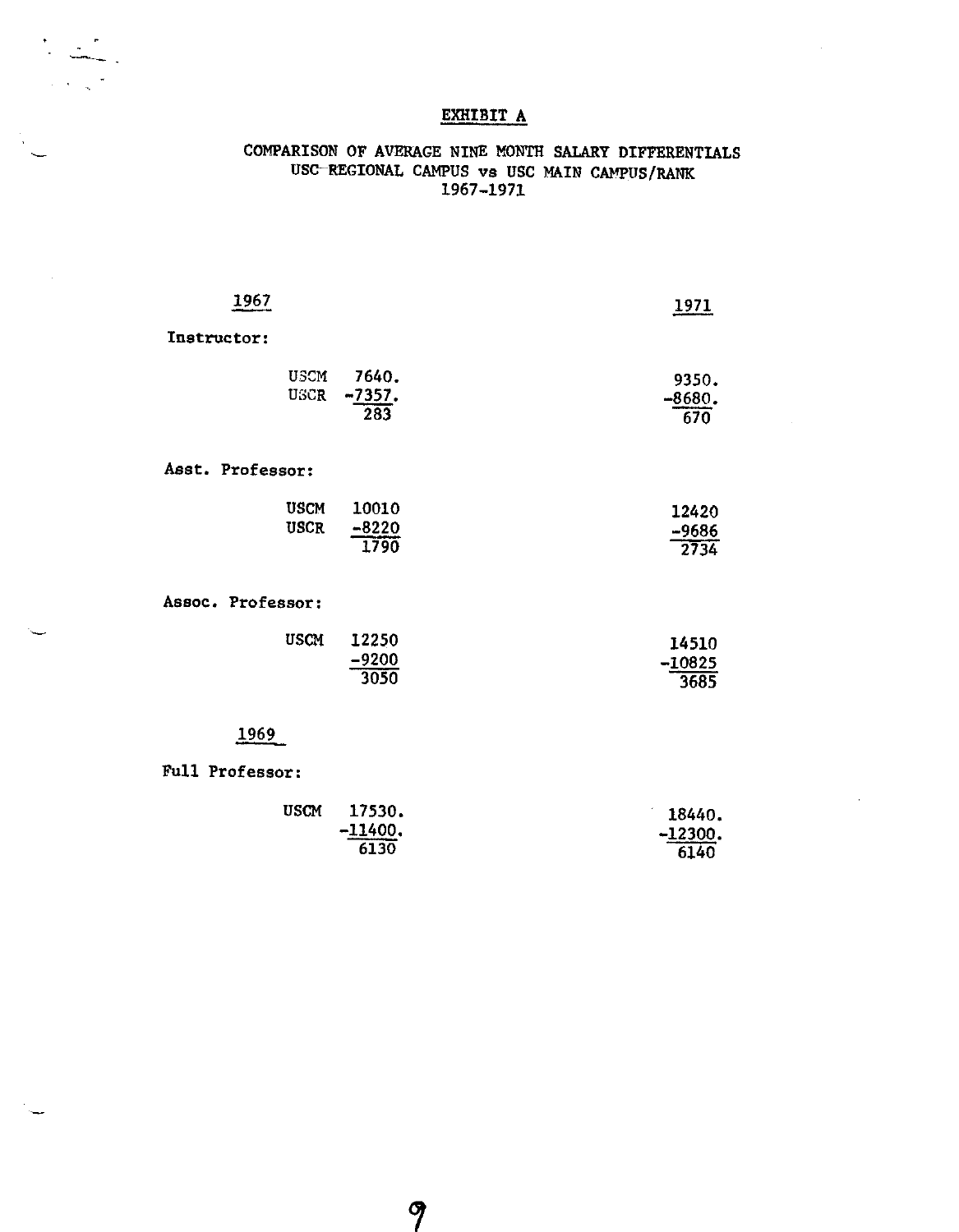# EXHIBIT A

## COMPARISON OF AVERAGE NINE MONTH SALARY DIFFERENTIALS USC REGIONAL CAMPUS vs USC MAIN CAMPUS/RANK 1967-1971

| | | 1967 | 1971 |
|---|---|---|---|
| **Instructor:** | | | |
| | USCM | 7640. | 9350. |
| | USCR | -7357. | -8680. |
| | | 283 | 670 |
| **Asst. Professor:** | | | |
| | USCM | 10010 | 12420 |
| | USCR | -8220 | -9686 |
| | | 1790 | 2734 |
| **Assoc. Professor:** | | | |
| | USCM | 12250 | 14510 |
| | | -9200 | -10825 |
| | | 3050 | 3685 |

| | | 1969 | 1971 |
|---|---|---|---|
| **Full Professor:** | | | |
| | USCM | 17530. | 18440. |
| | | -11400. | -12300. |
| | | 6130 | 6140 |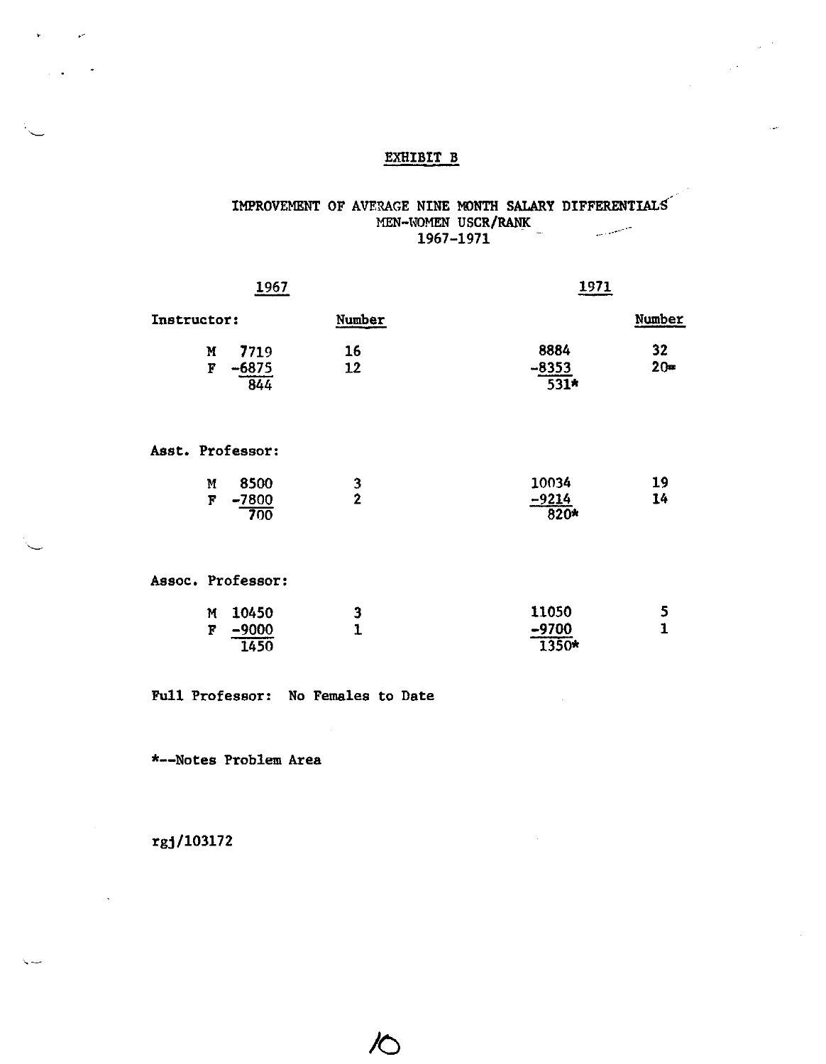# EXHIBIT B

## IMPROVEMENT OF AVERAGE NINE MONTH SALARY DIFFERENTIALS
## MEN-WOMEN USCR/RANK
## 1967-1971

| | 1967 | Number | 1971 | Number |
|---|---|---|---|---|
| **Instructor:** | | | | |
| M | 7719 | 16 | 8884 | 32 |
| F | -6875 | 12 | -8353 | 20= |
| | 844 | | 531* | |
| **Asst. Professor:** | | | | |
| M | 8500 | 3 | 10034 | 19 |
| F | -7800 | 2 | -9214 | 14 |
| | 700 | | 820* | |
| **Assoc. Professor:** | | | | |
| M | 10450 | 3 | 11050 | 5 |
| F | -9000 | 1 | -9700 | 1 |
| | 1450 | | 1350* | |

Full Professor: No Females to Date

*--Notes Problem Area

rgj/103172